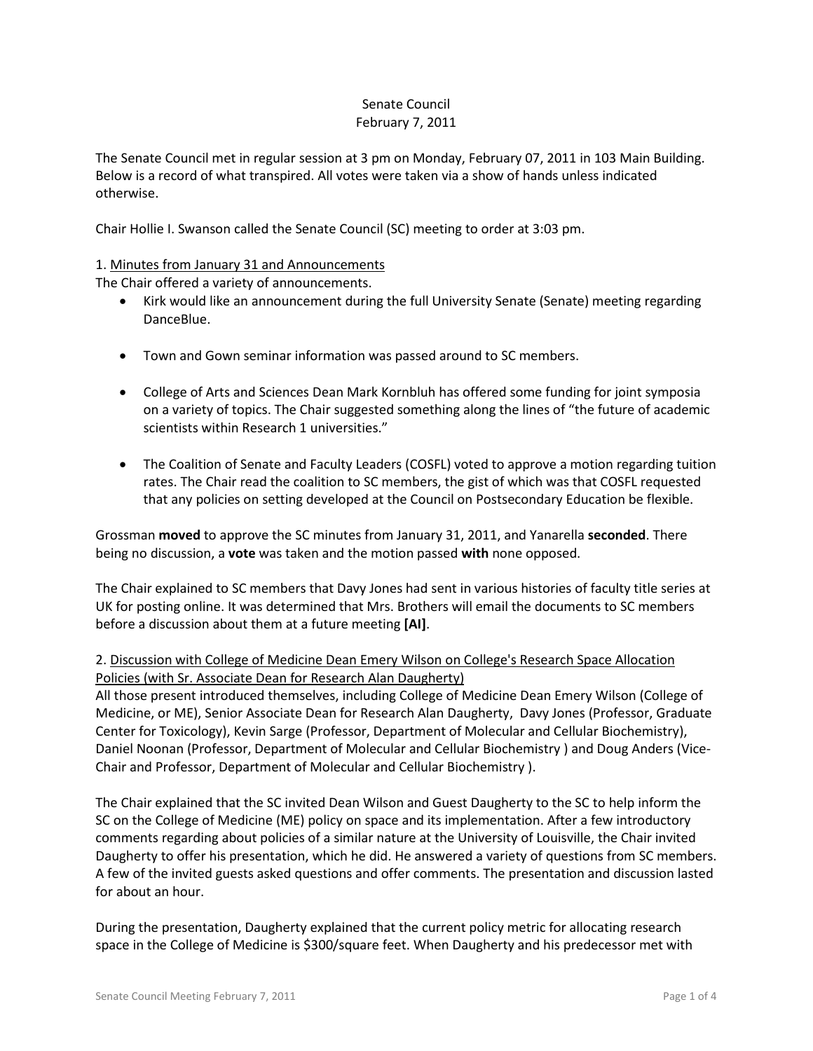Senate Council
February 7, 2011

The Senate Council met in regular session at 3 pm on Monday, February 07, 2011 in 103 Main Building. Below is a record of what transpired. All votes were taken via a show of hands unless indicated otherwise.

Chair Hollie I. Swanson called the Senate Council (SC) meeting to order at 3:03 pm.

1. <u>Minutes from January 31 and Announcements</u>

The Chair offered a variety of announcements.

- Kirk would like an announcement during the full University Senate (Senate) meeting regarding DanceBlue.
- Town and Gown seminar information was passed around to SC members.
- College of Arts and Sciences Dean Mark Kornbluh has offered some funding for joint symposia on a variety of topics. The Chair suggested something along the lines of "the future of academic scientists within Research 1 universities."
- The Coalition of Senate and Faculty Leaders (COSFL) voted to approve a motion regarding tuition rates. The Chair read the coalition to SC members, the gist of which was that COSFL requested that any policies on setting developed at the Council on Postsecondary Education be flexible.

Grossman **moved** to approve the SC minutes from January 31, 2011, and Yanarella **seconded**. There being no discussion, a **vote** was taken and the motion passed **with** none opposed.

The Chair explained to SC members that Davy Jones had sent in various histories of faculty title series at UK for posting online. It was determined that Mrs. Brothers will email the documents to SC members before a discussion about them at a future meeting **[AI]**.

2. <u>Discussion with College of Medicine Dean Emery Wilson on College's Research Space Allocation Policies (with Sr. Associate Dean for Research Alan Daugherty)</u>

All those present introduced themselves, including College of Medicine Dean Emery Wilson (College of Medicine, or ME), Senior Associate Dean for Research Alan Daugherty, Davy Jones (Professor, Graduate Center for Toxicology), Kevin Sarge (Professor, Department of Molecular and Cellular Biochemistry), Daniel Noonan (Professor, Department of Molecular and Cellular Biochemistry ) and Doug Anders (Vice-Chair and Professor, Department of Molecular and Cellular Biochemistry ).

The Chair explained that the SC invited Dean Wilson and Guest Daugherty to the SC to help inform the SC on the College of Medicine (ME) policy on space and its implementation. After a few introductory comments regarding about policies of a similar nature at the University of Louisville, the Chair invited Daugherty to offer his presentation, which he did. He answered a variety of questions from SC members. A few of the invited guests asked questions and offer comments. The presentation and discussion lasted for about an hour.

During the presentation, Daugherty explained that the current policy metric for allocating research space in the College of Medicine is $300/square feet. When Daugherty and his predecessor met with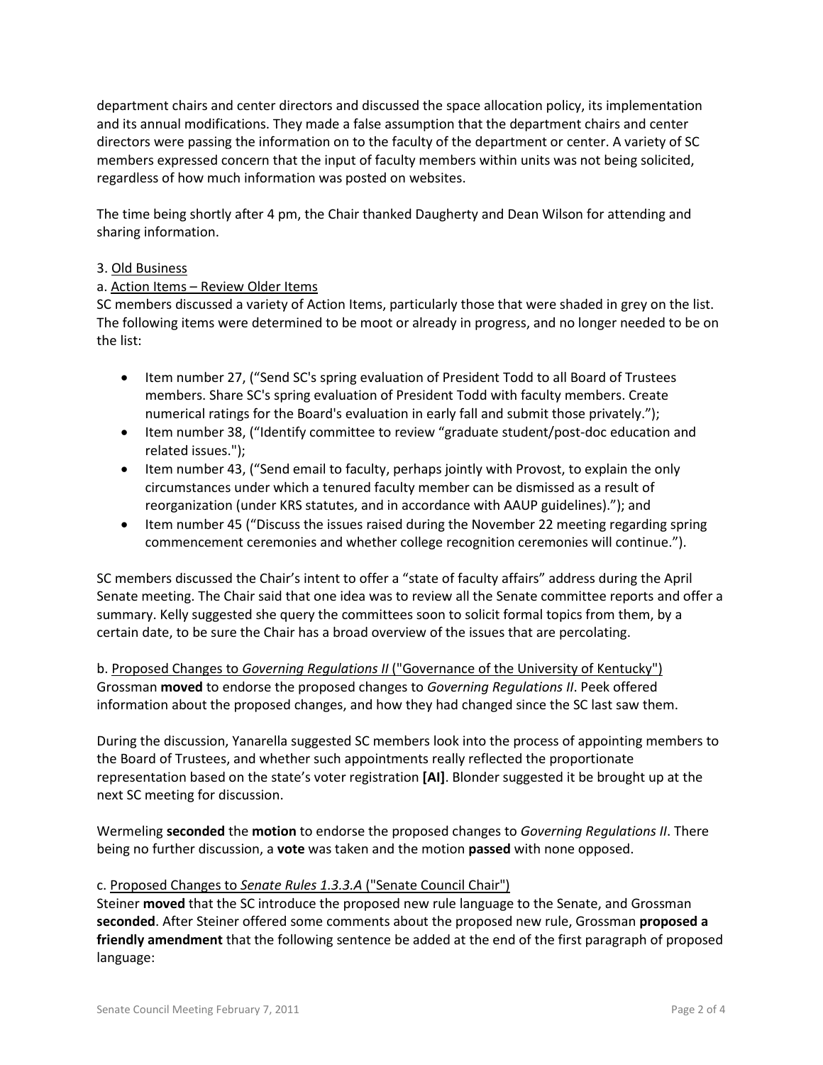department chairs and center directors and discussed the space allocation policy, its implementation and its annual modifications. They made a false assumption that the department chairs and center directors were passing the information on to the faculty of the department or center. A variety of SC members expressed concern that the input of faculty members within units was not being solicited, regardless of how much information was posted on websites.

The time being shortly after 4 pm, the Chair thanked Daugherty and Dean Wilson for attending and sharing information.

3. Old Business

a. Action Items – Review Older Items

SC members discussed a variety of Action Items, particularly those that were shaded in grey on the list. The following items were determined to be moot or already in progress, and no longer needed to be on the list:

- Item number 27, ("Send SC's spring evaluation of President Todd to all Board of Trustees members. Share SC's spring evaluation of President Todd with faculty members. Create numerical ratings for the Board's evaluation in early fall and submit those privately.");
- Item number 38, ("Identify committee to review "graduate student/post-doc education and related issues.");
- Item number 43, ("Send email to faculty, perhaps jointly with Provost, to explain the only circumstances under which a tenured faculty member can be dismissed as a result of reorganization (under KRS statutes, and in accordance with AAUP guidelines)."); and
- Item number 45 ("Discuss the issues raised during the November 22 meeting regarding spring commencement ceremonies and whether college recognition ceremonies will continue.").

SC members discussed the Chair's intent to offer a "state of faculty affairs" address during the April Senate meeting. The Chair said that one idea was to review all the Senate committee reports and offer a summary. Kelly suggested she query the committees soon to solicit formal topics from them, by a certain date, to be sure the Chair has a broad overview of the issues that are percolating.

b. Proposed Changes to *Governing Regulations II* ("Governance of the University of Kentucky")

Grossman **moved** to endorse the proposed changes to *Governing Regulations II*. Peek offered information about the proposed changes, and how they had changed since the SC last saw them.

During the discussion, Yanarella suggested SC members look into the process of appointing members to the Board of Trustees, and whether such appointments really reflected the proportionate representation based on the state's voter registration **[AI]**. Blonder suggested it be brought up at the next SC meeting for discussion.

Wermeling **seconded** the **motion** to endorse the proposed changes to *Governing Regulations II*. There being no further discussion, a **vote** was taken and the motion **passed** with none opposed.

c. Proposed Changes to *Senate Rules 1.3.3.A* ("Senate Council Chair")

Steiner **moved** that the SC introduce the proposed new rule language to the Senate, and Grossman **seconded**. After Steiner offered some comments about the proposed new rule, Grossman **proposed a friendly amendment** that the following sentence be added at the end of the first paragraph of proposed language: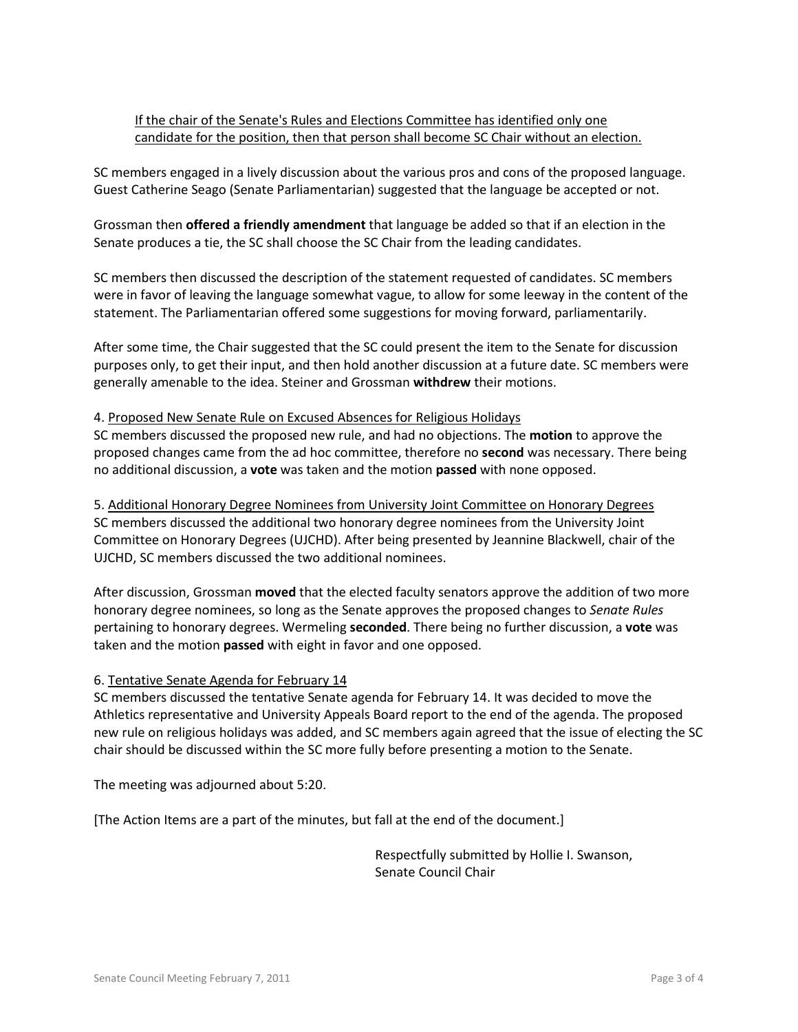<u>If the chair of the Senate's Rules and Elections Committee has identified only one candidate for the position, then that person shall become SC Chair without an election.</u>

SC members engaged in a lively discussion about the various pros and cons of the proposed language. Guest Catherine Seago (Senate Parliamentarian) suggested that the language be accepted or not.

Grossman then **offered a friendly amendment** that language be added so that if an election in the Senate produces a tie, the SC shall choose the SC Chair from the leading candidates.

SC members then discussed the description of the statement requested of candidates. SC members were in favor of leaving the language somewhat vague, to allow for some leeway in the content of the statement. The Parliamentarian offered some suggestions for moving forward, parliamentarily.

After some time, the Chair suggested that the SC could present the item to the Senate for discussion purposes only, to get their input, and then hold another discussion at a future date. SC members were generally amenable to the idea. Steiner and Grossman **withdrew** their motions.

4. <u>Proposed New Senate Rule on Excused Absences for Religious Holidays</u>
SC members discussed the proposed new rule, and had no objections. The **motion** to approve the proposed changes came from the ad hoc committee, therefore no **second** was necessary. There being no additional discussion, a **vote** was taken and the motion **passed** with none opposed.

5. <u>Additional Honorary Degree Nominees from University Joint Committee on Honorary Degrees</u>
SC members discussed the additional two honorary degree nominees from the University Joint Committee on Honorary Degrees (UJCHD). After being presented by Jeannine Blackwell, chair of the UJCHD, SC members discussed the two additional nominees.

After discussion, Grossman **moved** that the elected faculty senators approve the addition of two more honorary degree nominees, so long as the Senate approves the proposed changes to *Senate Rules* pertaining to honorary degrees. Wermeling **seconded**. There being no further discussion, a **vote** was taken and the motion **passed** with eight in favor and one opposed.

6. <u>Tentative Senate Agenda for February 14</u>
SC members discussed the tentative Senate agenda for February 14. It was decided to move the Athletics representative and University Appeals Board report to the end of the agenda. The proposed new rule on religious holidays was added, and SC members again agreed that the issue of electing the SC chair should be discussed within the SC more fully before presenting a motion to the Senate.

The meeting was adjourned about 5:20.

[The Action Items are a part of the minutes, but fall at the end of the document.]

Respectfully submitted by Hollie I. Swanson,
Senate Council Chair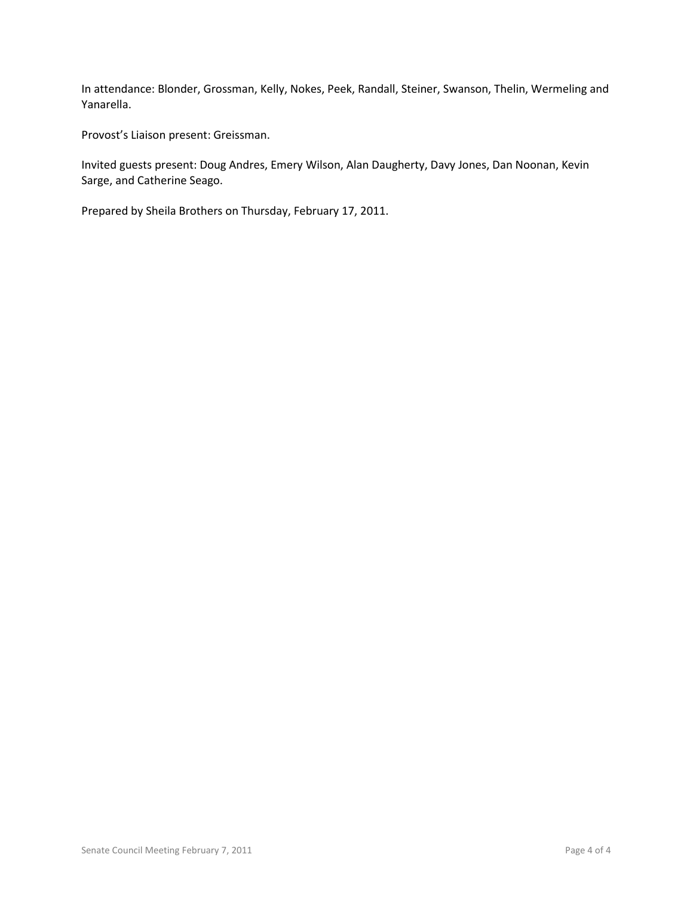In attendance: Blonder, Grossman, Kelly, Nokes, Peek, Randall, Steiner, Swanson, Thelin, Wermeling and Yanarella.

Provost's Liaison present: Greissman.

Invited guests present: Doug Andres, Emery Wilson, Alan Daugherty, Davy Jones, Dan Noonan, Kevin Sarge, and Catherine Seago.

Prepared by Sheila Brothers on Thursday, February 17, 2011.